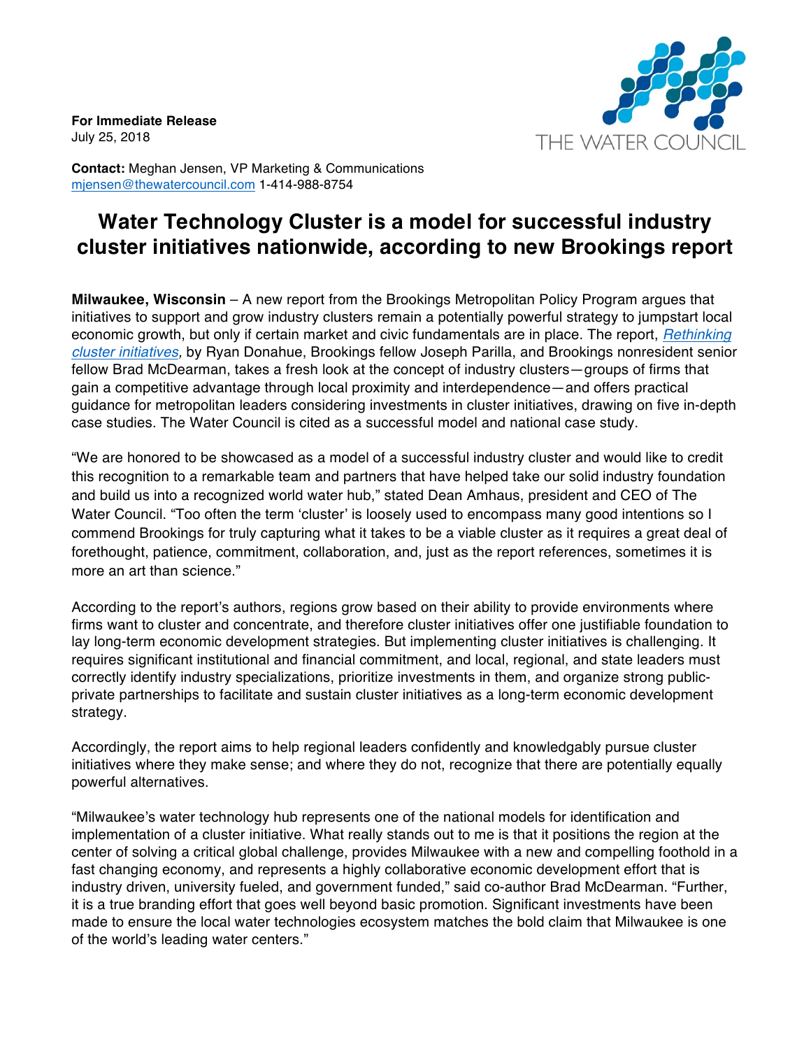**For Immediate Release**
July 25, 2018

THE WATER COUNCIL

**Contact:** Meghan Jensen, VP Marketing & Communications
mjensen@thewatercouncil.com 1-414-988-8754

# Water Technology Cluster is a model for successful industry cluster initiatives nationwide, according to new Brookings report

**Milwaukee, Wisconsin** – A new report from the Brookings Metropolitan Policy Program argues that initiatives to support and grow industry clusters remain a potentially powerful strategy to jumpstart local economic growth, but only if certain market and civic fundamentals are in place. The report, *Rethinking cluster initiatives,* by Ryan Donahue, Brookings fellow Joseph Parilla, and Brookings nonresident senior fellow Brad McDearman, takes a fresh look at the concept of industry clusters—groups of firms that gain a competitive advantage through local proximity and interdependence—and offers practical guidance for metropolitan leaders considering investments in cluster initiatives, drawing on five in-depth case studies. The Water Council is cited as a successful model and national case study.

"We are honored to be showcased as a model of a successful industry cluster and would like to credit this recognition to a remarkable team and partners that have helped take our solid industry foundation and build us into a recognized world water hub," stated Dean Amhaus, president and CEO of The Water Council. "Too often the term 'cluster' is loosely used to encompass many good intentions so I commend Brookings for truly capturing what it takes to be a viable cluster as it requires a great deal of forethought, patience, commitment, collaboration, and, just as the report references, sometimes it is more an art than science."

According to the report's authors, regions grow based on their ability to provide environments where firms want to cluster and concentrate, and therefore cluster initiatives offer one justifiable foundation to lay long-term economic development strategies. But implementing cluster initiatives is challenging. It requires significant institutional and financial commitment, and local, regional, and state leaders must correctly identify industry specializations, prioritize investments in them, and organize strong public-private partnerships to facilitate and sustain cluster initiatives as a long-term economic development strategy.

Accordingly, the report aims to help regional leaders confidently and knowledgably pursue cluster initiatives where they make sense; and where they do not, recognize that there are potentially equally powerful alternatives.

"Milwaukee's water technology hub represents one of the national models for identification and implementation of a cluster initiative. What really stands out to me is that it positions the region at the center of solving a critical global challenge, provides Milwaukee with a new and compelling foothold in a fast changing economy, and represents a highly collaborative economic development effort that is industry driven, university fueled, and government funded," said co-author Brad McDearman. "Further, it is a true branding effort that goes well beyond basic promotion. Significant investments have been made to ensure the local water technologies ecosystem matches the bold claim that Milwaukee is one of the world's leading water centers."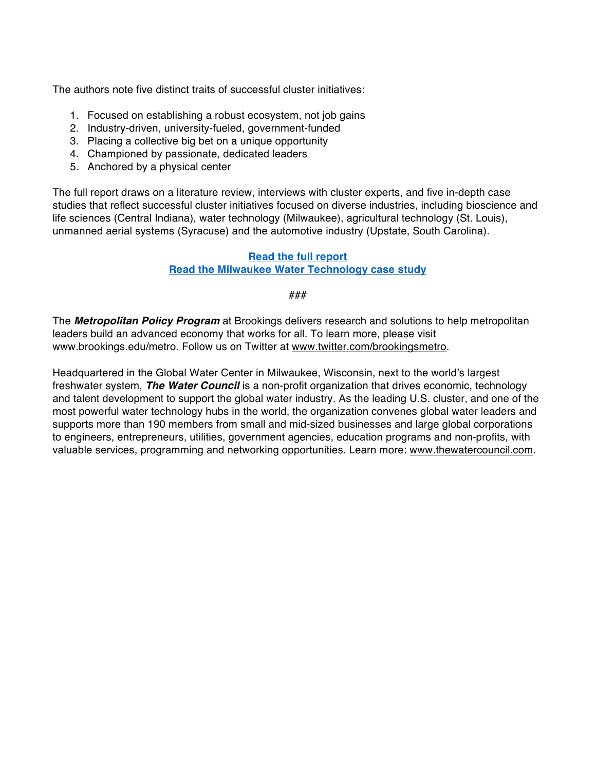The authors note five distinct traits of successful cluster initiatives:

1. Focused on establishing a robust ecosystem, not job gains
2. Industry-driven, university-fueled, government-funded
3. Placing a collective big bet on a unique opportunity
4. Championed by passionate, dedicated leaders
5. Anchored by a physical center

The full report draws on a literature review, interviews with cluster experts, and five in-depth case studies that reflect successful cluster initiatives focused on diverse industries, including bioscience and life sciences (Central Indiana), water technology (Milwaukee), agricultural technology (St. Louis), unmanned aerial systems (Syracuse) and the automotive industry (Upstate, South Carolina).

**Read the full report**
**Read the Milwaukee Water Technology case study**

###

The ***Metropolitan Policy Program*** at Brookings delivers research and solutions to help metropolitan leaders build an advanced economy that works for all. To learn more, please visit www.brookings.edu/metro. Follow us on Twitter at www.twitter.com/brookingsmetro.

Headquartered in the Global Water Center in Milwaukee, Wisconsin, next to the world's largest freshwater system, ***The Water Council*** is a non-profit organization that drives economic, technology and talent development to support the global water industry. As the leading U.S. cluster, and one of the most powerful water technology hubs in the world, the organization convenes global water leaders and supports more than 190 members from small and mid-sized businesses and large global corporations to engineers, entrepreneurs, utilities, government agencies, education programs and non-profits, with valuable services, programming and networking opportunities. Learn more: www.thewatercouncil.com.